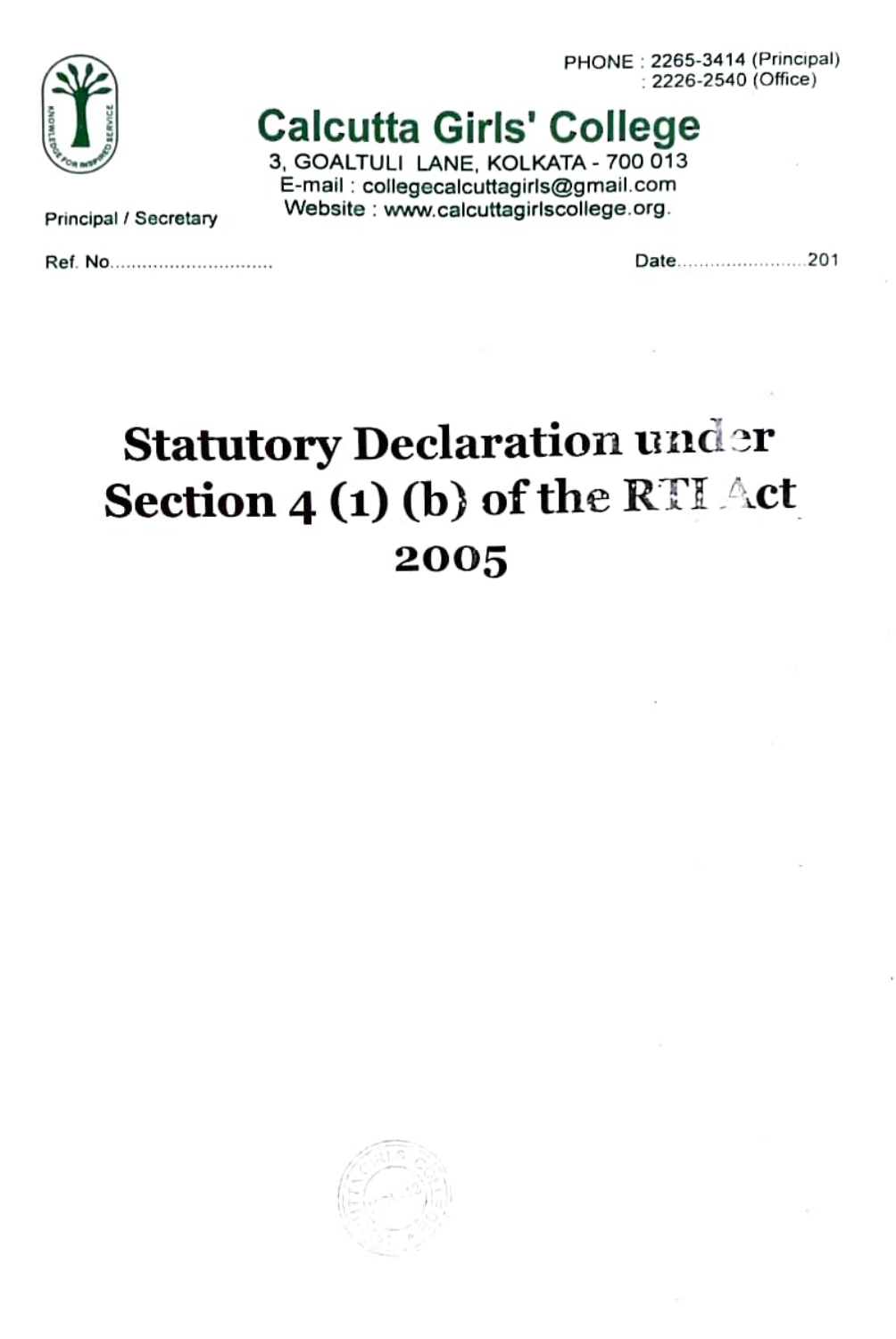PHONE : 2265-3414 (Principal)
: 2226-2540 (Office)

# Calcutta Girls' College

3, GOALTULI LANE, KOLKATA - 700 013
E-mail : collegecalcuttagirls@gmail.com
Website : www.calcuttagirlscollege.org.

Principal / Secretary

Ref. No.............................. Date........................201

# Statutory Declaration under Section 4 (1) (b) of the RTI Act 2005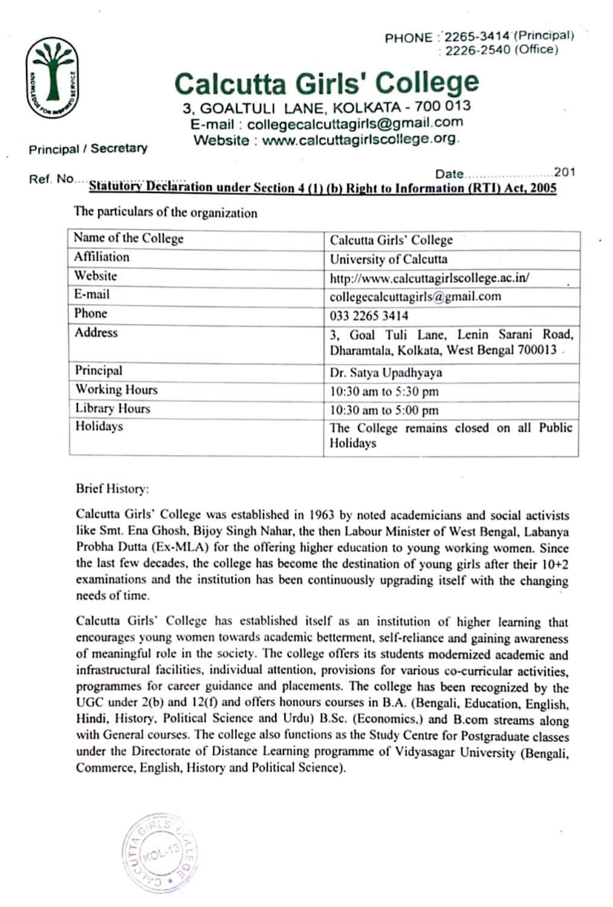PHONE : 2265-3414 (Principal)
: 2226-2540 (Office)

# Calcutta Girls' College

3, GOALTULI LANE, KOLKATA - 700 013
E-mail : collegecalcuttagirls@gmail.com
Website : www.calcuttagirlscollege.org.

Principal / Secretary

Ref. No.................. Date......................201

**Statutory Declaration under Section 4 (1) (b) Right to Information (RTI) Act, 2005**

The particulars of the organization

| Name of the College | Calcutta Girls' College |
|---|---|
| Affiliation | University of Calcutta |
| Website | http://www.calcuttagirlscollege.ac.in/ |
| E-mail | collegecalcuttagirls@gmail.com |
| Phone | 033 2265 3414 |
| Address | 3, Goal Tuli Lane, Lenin Sarani Road, Dharamtala, Kolkata, West Bengal 700013 |
| Principal | Dr. Satya Upadhyaya |
| Working Hours | 10:30 am to 5:30 pm |
| Library Hours | 10:30 am to 5:00 pm |
| Holidays | The College remains closed on all Public Holidays |

Brief History:

Calcutta Girls' College was established in 1963 by noted academicians and social activists like Smt. Ena Ghosh, Bijoy Singh Nahar, the then Labour Minister of West Bengal, Labanya Probha Dutta (Ex-MLA) for the offering higher education to young working women. Since the last few decades, the college has become the destination of young girls after their 10+2 examinations and the institution has been continuously upgrading itself with the changing needs of time.

Calcutta Girls' College has established itself as an institution of higher learning that encourages young women towards academic betterment, self-reliance and gaining awareness of meaningful role in the society. The college offers its students modernized academic and infrastructural facilities, individual attention, provisions for various co-curricular activities, programmes for career guidance and placements. The college has been recognized by the UGC under 2(b) and 12(f) and offers honours courses in B.A. (Bengali, Education, English, Hindi, History, Political Science and Urdu) B.Sc. (Economics,) and B.com streams along with General courses. The college also functions as the Study Centre for Postgraduate classes under the Directorate of Distance Learning programme of Vidyasagar University (Bengali, Commerce, English, History and Political Science).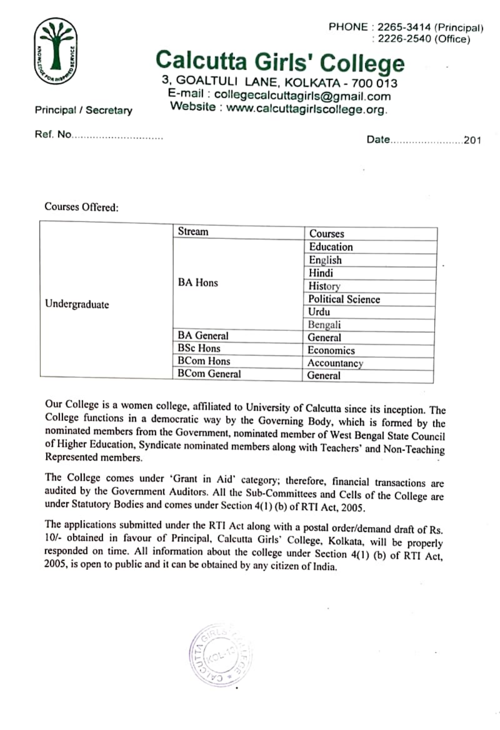PHONE : 2265-3414 (Principal)
: 2226-2540 (Office)

# Calcutta Girls' College

3, GOALTULI LANE, KOLKATA - 700 013
E-mail : collegecalcuttagirls@gmail.com
Website : www.calcuttagirlscollege.org.

Principal / Secretary

Ref. No..............................

Date........................201

Courses Offered:

| | Stream | Courses |
|---|---|---|
| Undergraduate | BA Hons | Education |
| | | English |
| | | Hindi |
| | | History |
| | | Political Science |
| | | Urdu |
| | | Bengali |
| | BA General | General |
| | BSc Hons | Economics |
| | BCom Hons | Accountancy |
| | BCom General | General |

Our College is a women college, affiliated to University of Calcutta since its inception. The College functions in a democratic way by the Governing Body, which is formed by the nominated members from the Government, nominated member of West Bengal State Council of Higher Education, Syndicate nominated members along with Teachers' and Non-Teaching Represented members.

The College comes under 'Grant in Aid' category; therefore, financial transactions are audited by the Government Auditors. All the Sub-Committees and Cells of the College are under Statutory Bodies and comes under Section 4(1) (b) of RTI Act, 2005.

The applications submitted under the RTI Act along with a postal order/demand draft of Rs. 10/- obtained in favour of Principal, Calcutta Girls' College, Kolkata, will be properly responded on time. All information about the college under Section 4(1) (b) of RTI Act, 2005, is open to public and it can be obtained by any citizen of India.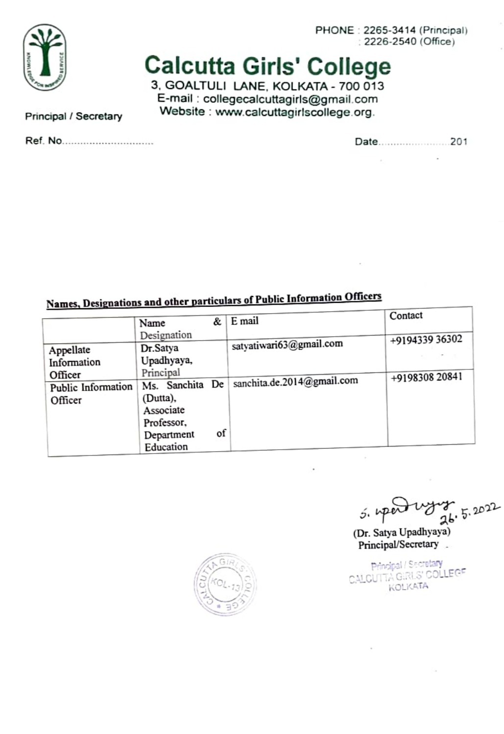PHONE : 2265-3414 (Principal)
: 2226-2540 (Office)

# Calcutta Girls' College

3, GOALTULI LANE, KOLKATA - 700 013
E-mail : collegecalcuttagirls@gmail.com
Website : www.calcuttagirlscollege.org.

Principal / Secretary

Ref. No..............................

Date......................201

**Names, Designations and other particulars of Public Information Officers**

| | Name & Designation | E mail | Contact |
|---|---|---|---|
| Appellate Information Officer | Dr.Satya Upadhyaya, Principal | satyatiwari63@gmail.com | +9194339 36302 |
| Public Information Officer | Ms. Sanchita De (Dutta), Associate Professor, Department of Education | sanchita.de.2014@gmail.com | +9198308 20841 |

S. Upadhyaya 26.5.2022
(Dr. Satya Upadhyaya)
Principal/Secretary

Principal / Secretary
CALCUTTA GIRLS' COLLEGE
KOLKATA

CALCUTTA GIRLS' COLLEGE KOL-13